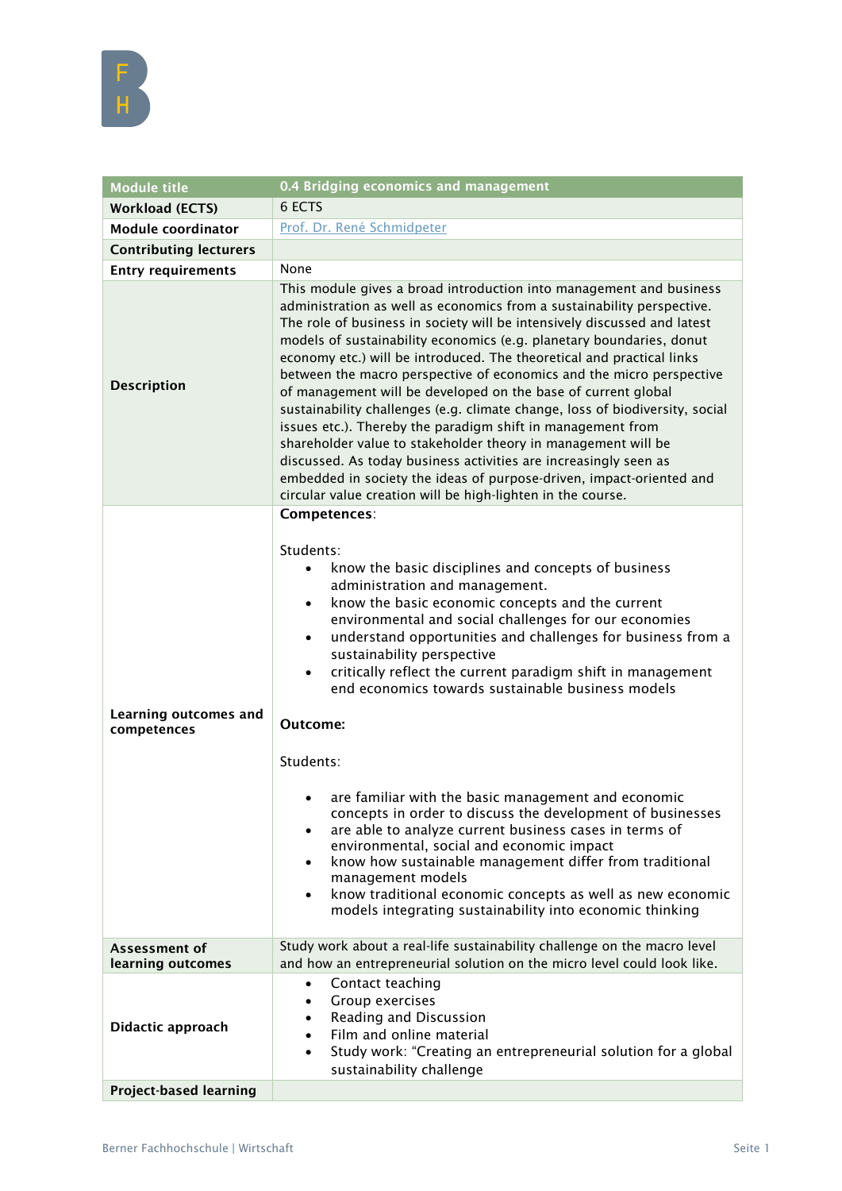| Module title | 0.4 Bridging economics and management |
|---|---|
| Workload (ECTS) | 6 ECTS |
| Module coordinator | Prof. Dr. René Schmidpeter |
| Contributing lecturers | |
| Entry requirements | None |
| Description | This module gives a broad introduction into management and business administration as well as economics from a sustainability perspective. The role of business in society will be intensively discussed and latest models of sustainability economics (e.g. planetary boundaries, donut economy etc.) will be introduced. The theoretical and practical links between the macro perspective of economics and the micro perspective of management will be developed on the base of current global sustainability challenges (e.g. climate change, loss of biodiversity, social issues etc.). Thereby the paradigm shift in management from shareholder value to stakeholder theory in management will be discussed. As today business activities are increasingly seen as embedded in society the ideas of purpose-driven, impact-oriented and circular value creation will be high-lighten in the course. |
| Learning outcomes and competences | **Competences**:<br><br>Students:<br>• know the basic disciplines and concepts of business administration and management.<br>• know the basic economic concepts and the current environmental and social challenges for our economies<br>• understand opportunities and challenges for business from a sustainability perspective<br>• critically reflect the current paradigm shift in management end economics towards sustainable business models<br><br>**Outcome:**<br><br>Students:<br><br>• are familiar with the basic management and economic concepts in order to discuss the development of businesses<br>• are able to analyze current business cases in terms of environmental, social and economic impact<br>• know how sustainable management differ from traditional management models<br>• know traditional economic concepts as well as new economic models integrating sustainability into economic thinking |
| Assessment of learning outcomes | Study work about a real-life sustainability challenge on the macro level and how an entrepreneurial solution on the micro level could look like. |
| Didactic approach | • Contact teaching<br>• Group exercises<br>• Reading and Discussion<br>• Film and online material<br>• Study work: "Creating an entrepreneurial solution for a global sustainability challenge |
| Project-based learning | |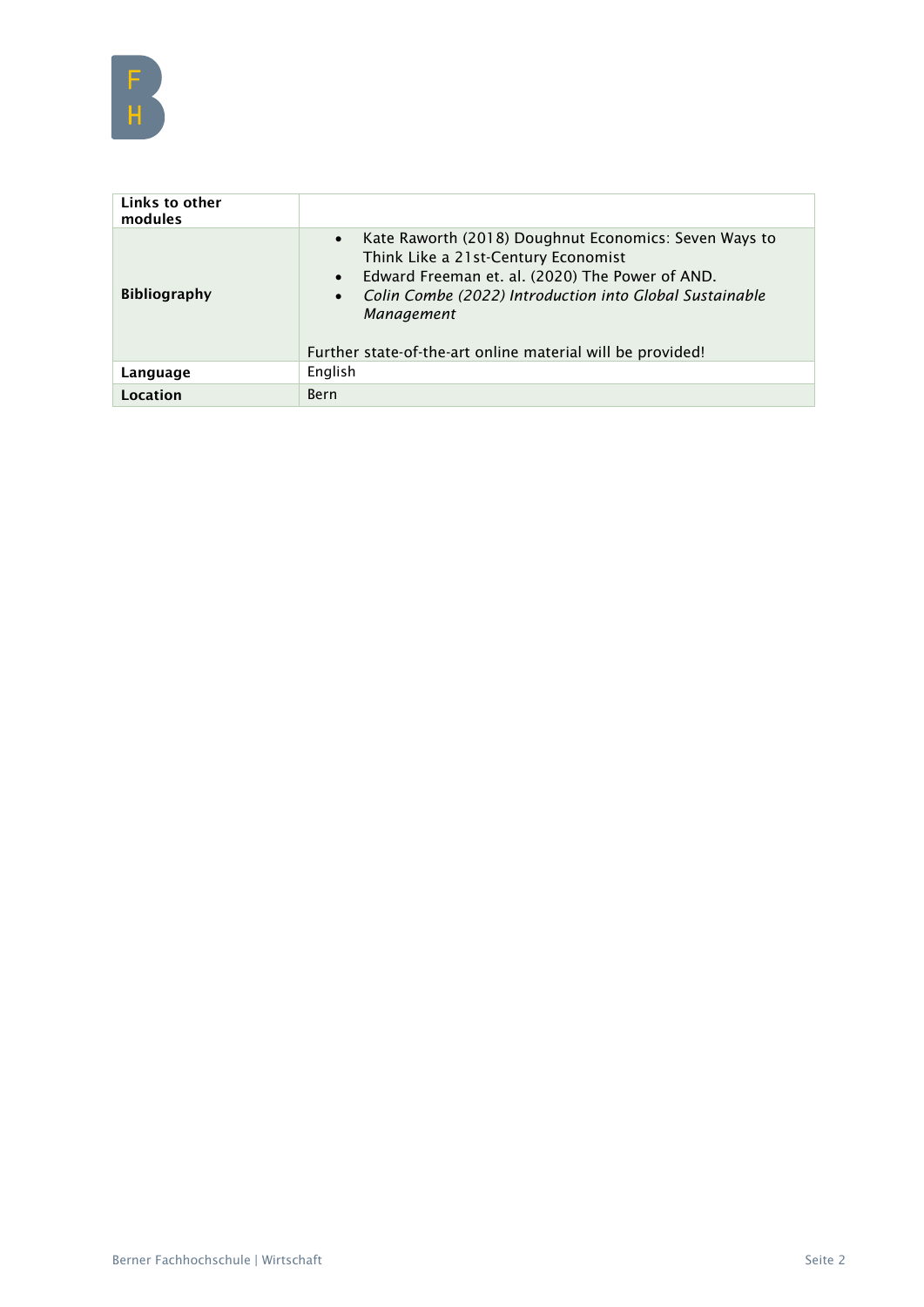| | |
|---|---|
| **Links to other modules** | |
| **Bibliography** | • Kate Raworth (2018) Doughnut Economics: Seven Ways to Think Like a 21st-Century Economist<br>• Edward Freeman et. al. (2020) The Power of AND.<br>• *Colin Combe (2022) Introduction into Global Sustainable Management*<br><br>Further state-of-the-art online material will be provided! |
| **Language** | English |
| **Location** | Bern |